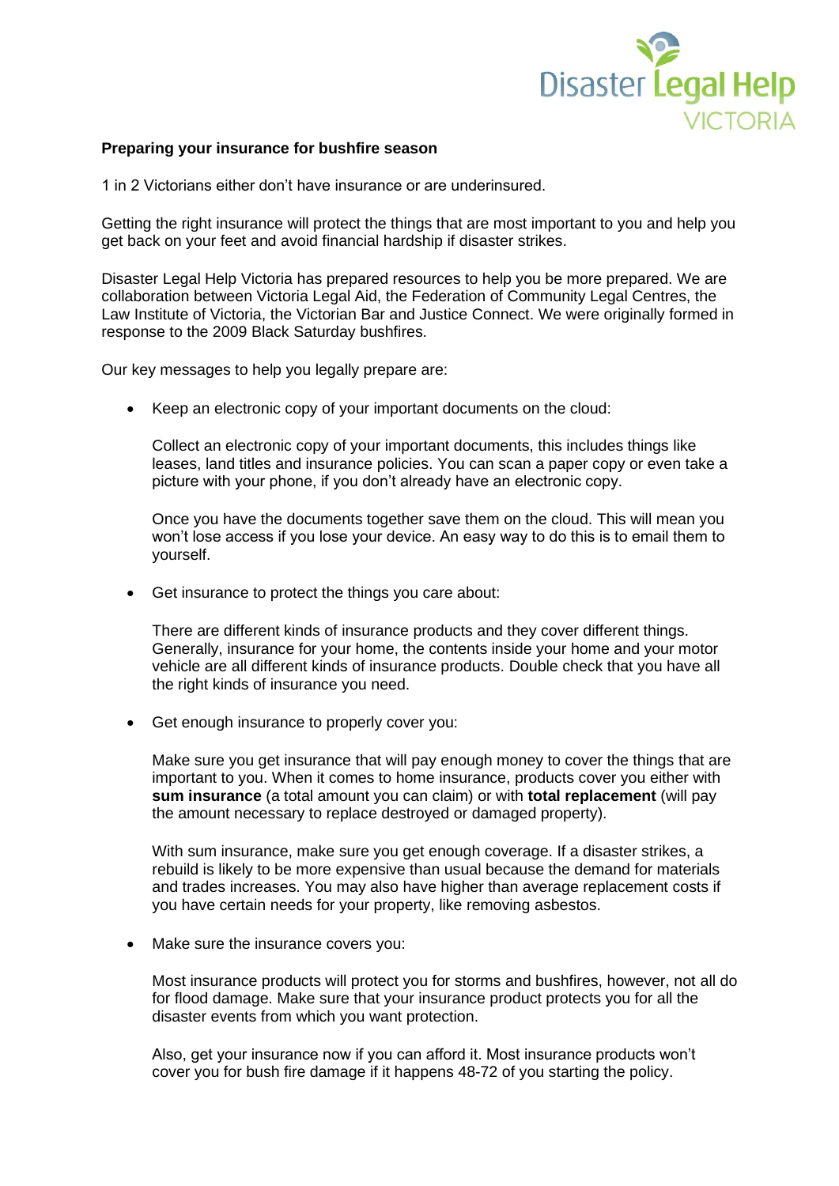Disaster Legal Help VICTORIA

**Preparing your insurance for bushfire season**

1 in 2 Victorians either don't have insurance or are underinsured.

Getting the right insurance will protect the things that are most important to you and help you get back on your feet and avoid financial hardship if disaster strikes.

Disaster Legal Help Victoria has prepared resources to help you be more prepared. We are collaboration between Victoria Legal Aid, the Federation of Community Legal Centres, the Law Institute of Victoria, the Victorian Bar and Justice Connect. We were originally formed in response to the 2009 Black Saturday bushfires.

Our key messages to help you legally prepare are:

- Keep an electronic copy of your important documents on the cloud:

  Collect an electronic copy of your important documents, this includes things like leases, land titles and insurance policies. You can scan a paper copy or even take a picture with your phone, if you don't already have an electronic copy.

  Once you have the documents together save them on the cloud. This will mean you won't lose access if you lose your device. An easy way to do this is to email them to yourself.

- Get insurance to protect the things you care about:

  There are different kinds of insurance products and they cover different things. Generally, insurance for your home, the contents inside your home and your motor vehicle are all different kinds of insurance products. Double check that you have all the right kinds of insurance you need.

- Get enough insurance to properly cover you:

  Make sure you get insurance that will pay enough money to cover the things that are important to you. When it comes to home insurance, products cover you either with **sum insurance** (a total amount you can claim) or with **total replacement** (will pay the amount necessary to replace destroyed or damaged property).

  With sum insurance, make sure you get enough coverage. If a disaster strikes, a rebuild is likely to be more expensive than usual because the demand for materials and trades increases. You may also have higher than average replacement costs if you have certain needs for your property, like removing asbestos.

- Make sure the insurance covers you:

  Most insurance products will protect you for storms and bushfires, however, not all do for flood damage. Make sure that your insurance product protects you for all the disaster events from which you want protection.

  Also, get your insurance now if you can afford it. Most insurance products won't cover you for bush fire damage if it happens 48-72 of you starting the policy.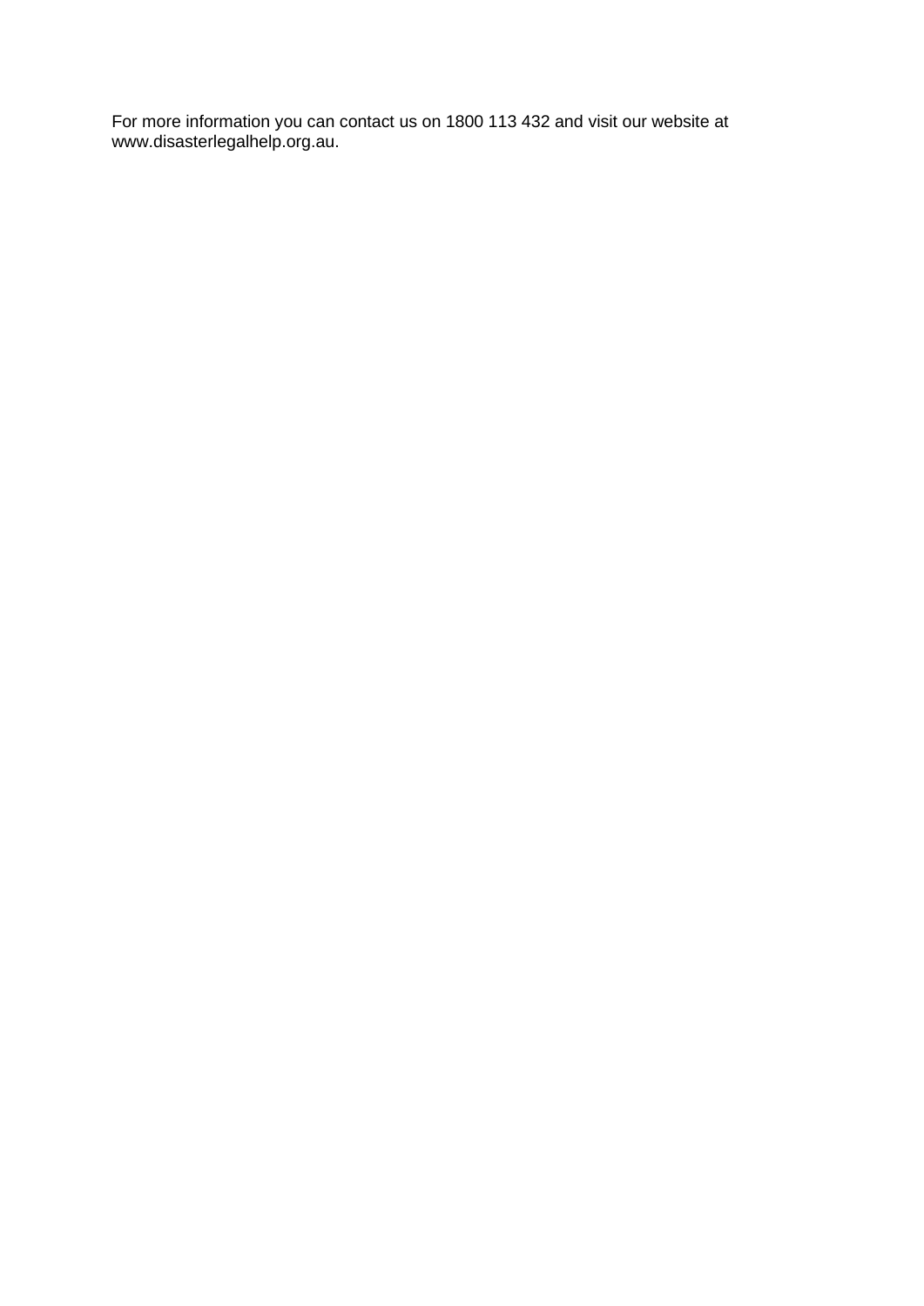For more information you can contact us on 1800 113 432 and visit our website at www.disasterlegalhelp.org.au.